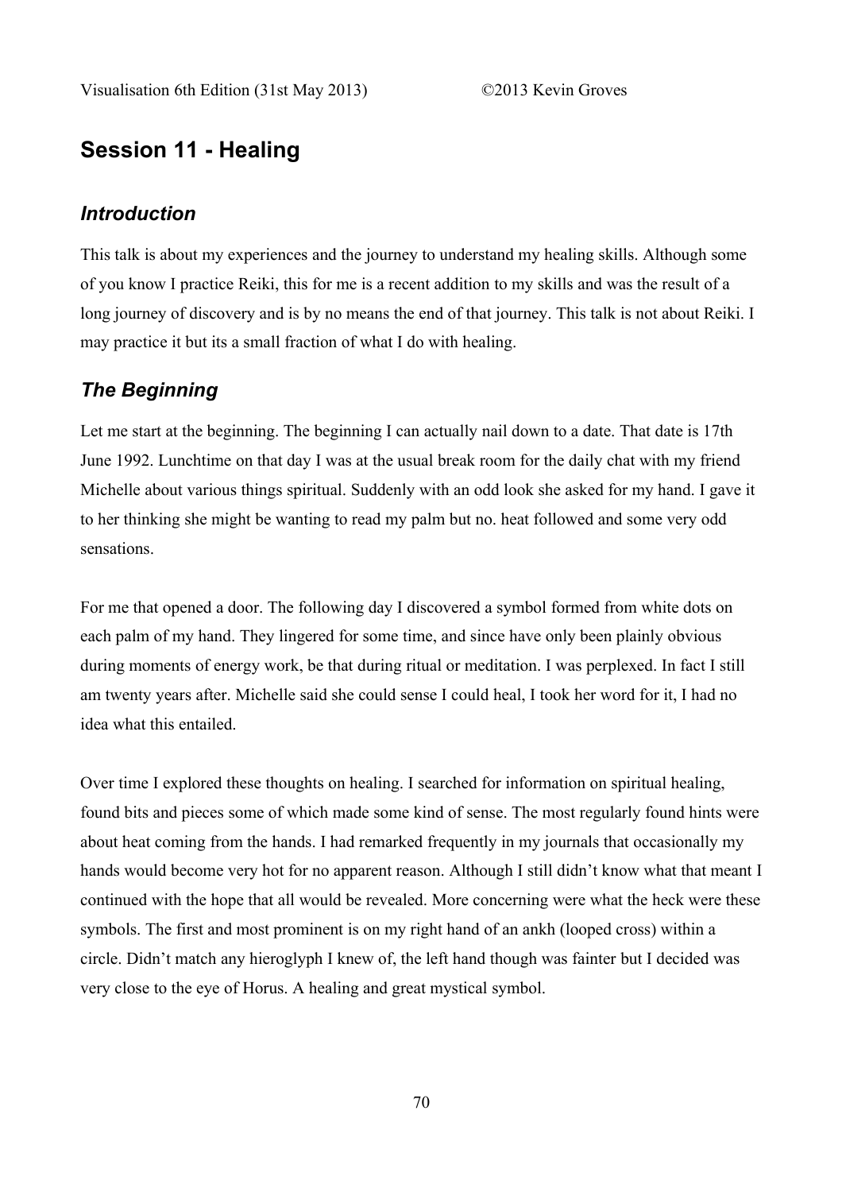## Session 11 - Healing

### *Introduction*

This talk is about my experiences and the journey to understand my healing skills. Although some of you know I practice Reiki, this for me is a recent addition to my skills and was the result of a long journey of discovery and is by no means the end of that journey. This talk is not about Reiki. I may practice it but its a small fraction of what I do with healing.

### *The Beginning*

Let me start at the beginning. The beginning I can actually nail down to a date. That date is 17th June 1992. Lunchtime on that day I was at the usual break room for the daily chat with my friend Michelle about various things spiritual. Suddenly with an odd look she asked for my hand. I gave it to her thinking she might be wanting to read my palm but no. heat followed and some very odd sensations.

For me that opened a door. The following day I discovered a symbol formed from white dots on each palm of my hand. They lingered for some time, and since have only been plainly obvious during moments of energy work, be that during ritual or meditation. I was perplexed. In fact I still am twenty years after. Michelle said she could sense I could heal, I took her word for it, I had no idea what this entailed.

Over time I explored these thoughts on healing. I searched for information on spiritual healing, found bits and pieces some of which made some kind of sense. The most regularly found hints were about heat coming from the hands. I had remarked frequently in my journals that occasionally my hands would become very hot for no apparent reason. Although I still didn't know what that meant I continued with the hope that all would be revealed. More concerning were what the heck were these symbols. The first and most prominent is on my right hand of an ankh (looped cross) within a circle. Didn't match any hieroglyph I knew of, the left hand though was fainter but I decided was very close to the eye of Horus. A healing and great mystical symbol.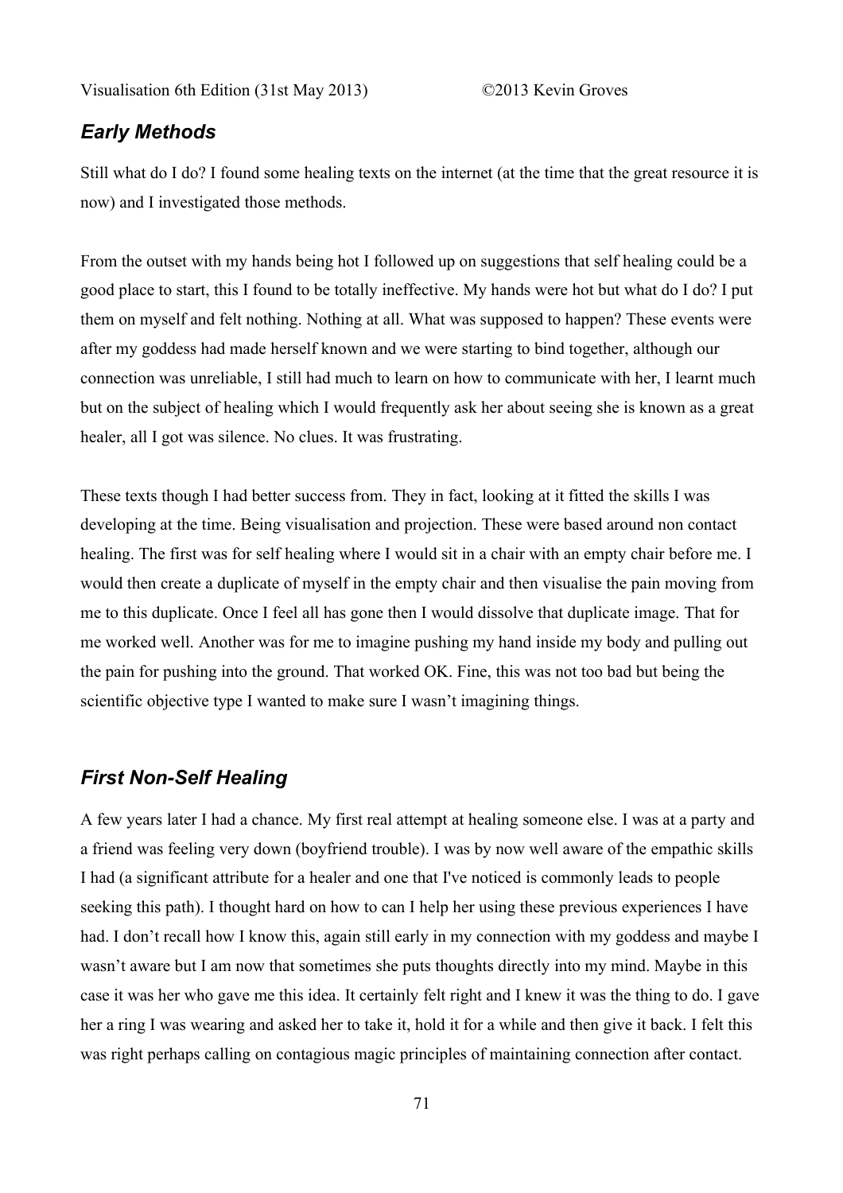## *Early Methods*

Still what do I do? I found some healing texts on the internet (at the time that the great resource it is now) and I investigated those methods.

From the outset with my hands being hot I followed up on suggestions that self healing could be a good place to start, this I found to be totally ineffective. My hands were hot but what do I do? I put them on myself and felt nothing. Nothing at all. What was supposed to happen? These events were after my goddess had made herself known and we were starting to bind together, although our connection was unreliable, I still had much to learn on how to communicate with her, I learnt much but on the subject of healing which I would frequently ask her about seeing she is known as a great healer, all I got was silence. No clues. It was frustrating.

These texts though I had better success from. They in fact, looking at it fitted the skills I was developing at the time. Being visualisation and projection. These were based around non contact healing. The first was for self healing where I would sit in a chair with an empty chair before me. I would then create a duplicate of myself in the empty chair and then visualise the pain moving from me to this duplicate. Once I feel all has gone then I would dissolve that duplicate image. That for me worked well. Another was for me to imagine pushing my hand inside my body and pulling out the pain for pushing into the ground. That worked OK. Fine, this was not too bad but being the scientific objective type I wanted to make sure I wasn't imagining things.

## *First Non-Self Healing*

A few years later I had a chance. My first real attempt at healing someone else. I was at a party and a friend was feeling very down (boyfriend trouble). I was by now well aware of the empathic skills I had (a significant attribute for a healer and one that I've noticed is commonly leads to people seeking this path). I thought hard on how to can I help her using these previous experiences I have had. I don't recall how I know this, again still early in my connection with my goddess and maybe I wasn't aware but I am now that sometimes she puts thoughts directly into my mind. Maybe in this case it was her who gave me this idea. It certainly felt right and I knew it was the thing to do. I gave her a ring I was wearing and asked her to take it, hold it for a while and then give it back. I felt this was right perhaps calling on contagious magic principles of maintaining connection after contact.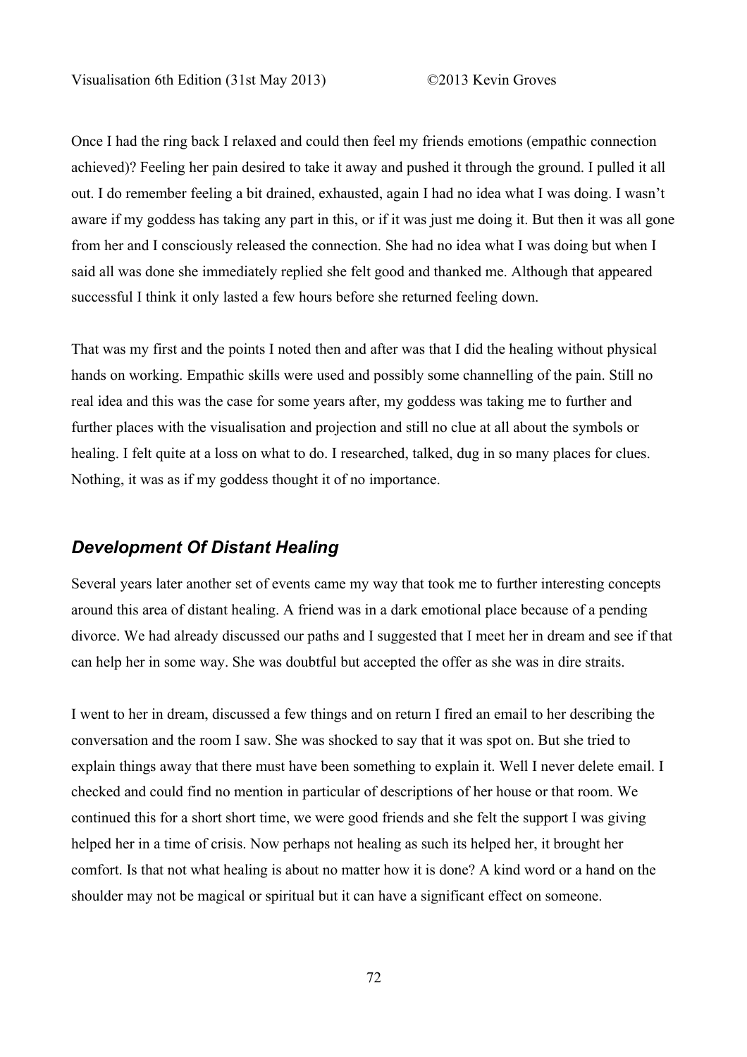Once I had the ring back I relaxed and could then feel my friends emotions (empathic connection achieved)? Feeling her pain desired to take it away and pushed it through the ground. I pulled it all out. I do remember feeling a bit drained, exhausted, again I had no idea what I was doing. I wasn't aware if my goddess has taking any part in this, or if it was just me doing it. But then it was all gone from her and I consciously released the connection. She had no idea what I was doing but when I said all was done she immediately replied she felt good and thanked me. Although that appeared successful I think it only lasted a few hours before she returned feeling down.

That was my first and the points I noted then and after was that I did the healing without physical hands on working. Empathic skills were used and possibly some channelling of the pain. Still no real idea and this was the case for some years after, my goddess was taking me to further and further places with the visualisation and projection and still no clue at all about the symbols or healing. I felt quite at a loss on what to do. I researched, talked, dug in so many places for clues. Nothing, it was as if my goddess thought it of no importance.

## *Development Of Distant Healing*

Several years later another set of events came my way that took me to further interesting concepts around this area of distant healing. A friend was in a dark emotional place because of a pending divorce. We had already discussed our paths and I suggested that I meet her in dream and see if that can help her in some way. She was doubtful but accepted the offer as she was in dire straits.

I went to her in dream, discussed a few things and on return I fired an email to her describing the conversation and the room I saw. She was shocked to say that it was spot on. But she tried to explain things away that there must have been something to explain it. Well I never delete email. I checked and could find no mention in particular of descriptions of her house or that room. We continued this for a short short time, we were good friends and she felt the support I was giving helped her in a time of crisis. Now perhaps not healing as such its helped her, it brought her comfort. Is that not what healing is about no matter how it is done? A kind word or a hand on the shoulder may not be magical or spiritual but it can have a significant effect on someone.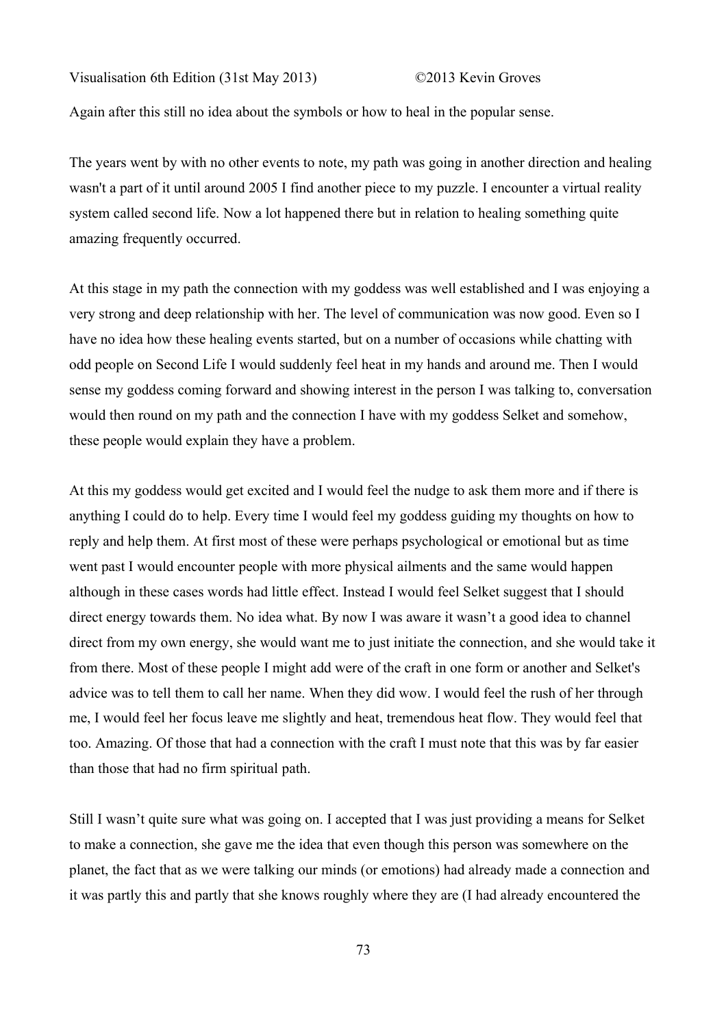Again after this still no idea about the symbols or how to heal in the popular sense.

The years went by with no other events to note, my path was going in another direction and healing wasn't a part of it until around 2005 I find another piece to my puzzle. I encounter a virtual reality system called second life. Now a lot happened there but in relation to healing something quite amazing frequently occurred.

At this stage in my path the connection with my goddess was well established and I was enjoying a very strong and deep relationship with her. The level of communication was now good. Even so I have no idea how these healing events started, but on a number of occasions while chatting with odd people on Second Life I would suddenly feel heat in my hands and around me. Then I would sense my goddess coming forward and showing interest in the person I was talking to, conversation would then round on my path and the connection I have with my goddess Selket and somehow, these people would explain they have a problem.

At this my goddess would get excited and I would feel the nudge to ask them more and if there is anything I could do to help. Every time I would feel my goddess guiding my thoughts on how to reply and help them. At first most of these were perhaps psychological or emotional but as time went past I would encounter people with more physical ailments and the same would happen although in these cases words had little effect. Instead I would feel Selket suggest that I should direct energy towards them. No idea what. By now I was aware it wasn't a good idea to channel direct from my own energy, she would want me to just initiate the connection, and she would take it from there. Most of these people I might add were of the craft in one form or another and Selket's advice was to tell them to call her name. When they did wow. I would feel the rush of her through me, I would feel her focus leave me slightly and heat, tremendous heat flow. They would feel that too. Amazing. Of those that had a connection with the craft I must note that this was by far easier than those that had no firm spiritual path.

Still I wasn't quite sure what was going on. I accepted that I was just providing a means for Selket to make a connection, she gave me the idea that even though this person was somewhere on the planet, the fact that as we were talking our minds (or emotions) had already made a connection and it was partly this and partly that she knows roughly where they are (I had already encountered the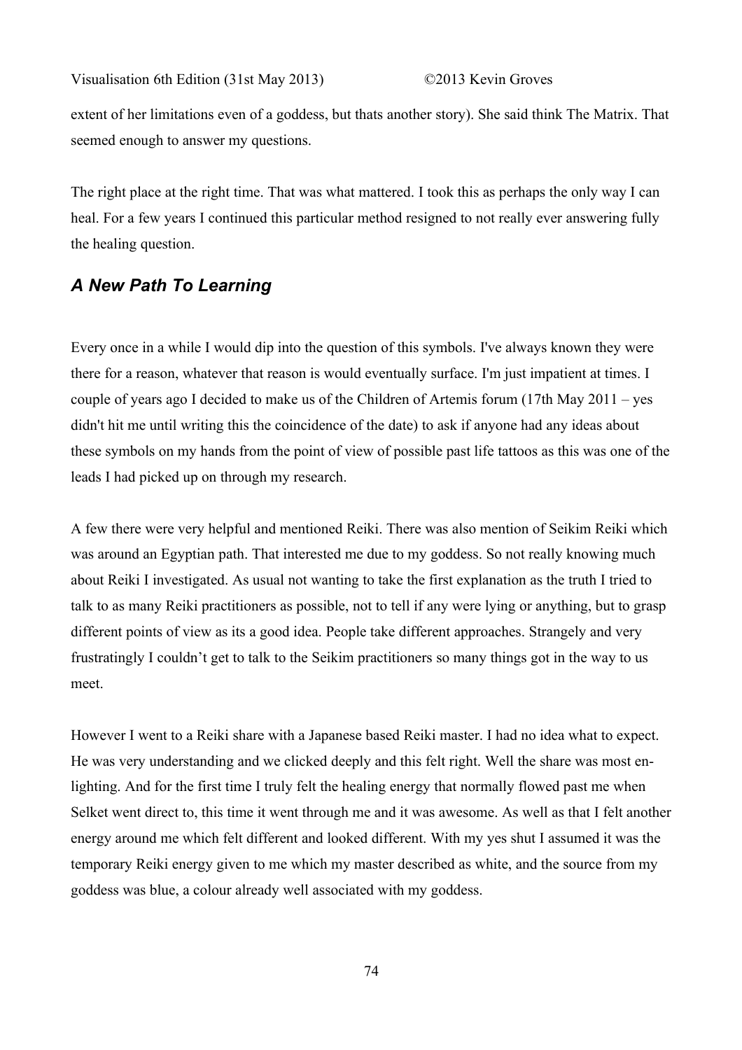extent of her limitations even of a goddess, but thats another story). She said think The Matrix. That seemed enough to answer my questions.

The right place at the right time. That was what mattered. I took this as perhaps the only way I can heal. For a few years I continued this particular method resigned to not really ever answering fully the healing question.

## *A New Path To Learning*

Every once in a while I would dip into the question of this symbols. I've always known they were there for a reason, whatever that reason is would eventually surface. I'm just impatient at times. I couple of years ago I decided to make us of the Children of Artemis forum (17th May 2011 – yes didn't hit me until writing this the coincidence of the date) to ask if anyone had any ideas about these symbols on my hands from the point of view of possible past life tattoos as this was one of the leads I had picked up on through my research.

A few there were very helpful and mentioned Reiki. There was also mention of Seikim Reiki which was around an Egyptian path. That interested me due to my goddess. So not really knowing much about Reiki I investigated. As usual not wanting to take the first explanation as the truth I tried to talk to as many Reiki practitioners as possible, not to tell if any were lying or anything, but to grasp different points of view as its a good idea. People take different approaches. Strangely and very frustratingly I couldn't get to talk to the Seikim practitioners so many things got in the way to us meet.

However I went to a Reiki share with a Japanese based Reiki master. I had no idea what to expect. He was very understanding and we clicked deeply and this felt right. Well the share was most en-lighting. And for the first time I truly felt the healing energy that normally flowed past me when Selket went direct to, this time it went through me and it was awesome. As well as that I felt another energy around me which felt different and looked different. With my yes shut I assumed it was the temporary Reiki energy given to me which my master described as white, and the source from my goddess was blue, a colour already well associated with my goddess.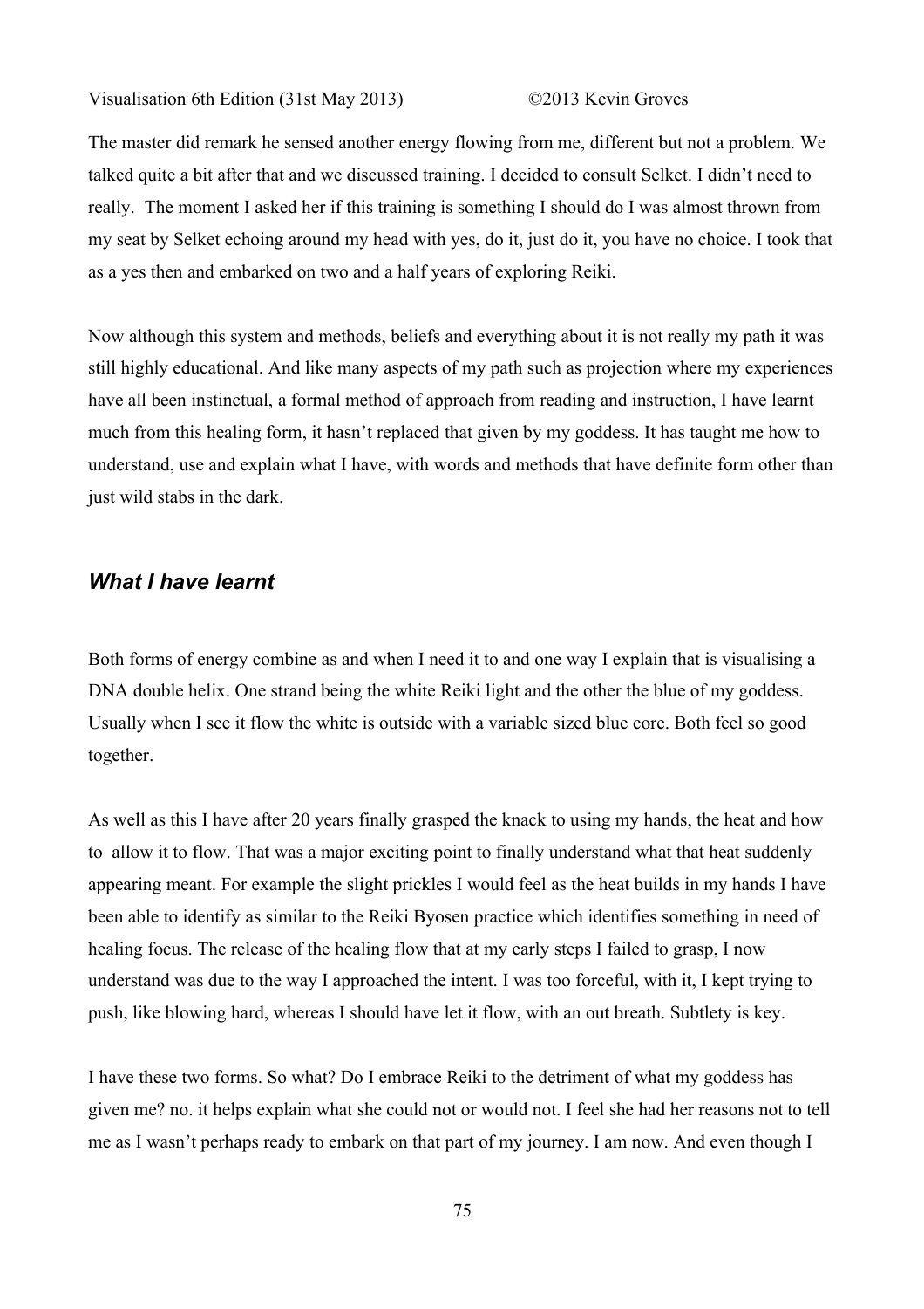The master did remark he sensed another energy flowing from me, different but not a problem. We talked quite a bit after that and we discussed training. I decided to consult Selket. I didn't need to really. The moment I asked her if this training is something I should do I was almost thrown from my seat by Selket echoing around my head with yes, do it, just do it, you have no choice. I took that as a yes then and embarked on two and a half years of exploring Reiki.

Now although this system and methods, beliefs and everything about it is not really my path it was still highly educational. And like many aspects of my path such as projection where my experiences have all been instinctual, a formal method of approach from reading and instruction, I have learnt much from this healing form, it hasn't replaced that given by my goddess. It has taught me how to understand, use and explain what I have, with words and methods that have definite form other than just wild stabs in the dark.

## *What I have learnt*

Both forms of energy combine as and when I need it to and one way I explain that is visualising a DNA double helix. One strand being the white Reiki light and the other the blue of my goddess. Usually when I see it flow the white is outside with a variable sized blue core. Both feel so good together.

As well as this I have after 20 years finally grasped the knack to using my hands, the heat and how to allow it to flow. That was a major exciting point to finally understand what that heat suddenly appearing meant. For example the slight prickles I would feel as the heat builds in my hands I have been able to identify as similar to the Reiki Byosen practice which identifies something in need of healing focus. The release of the healing flow that at my early steps I failed to grasp, I now understand was due to the way I approached the intent. I was too forceful, with it, I kept trying to push, like blowing hard, whereas I should have let it flow, with an out breath. Subtlety is key.

I have these two forms. So what? Do I embrace Reiki to the detriment of what my goddess has given me? no. it helps explain what she could not or would not. I feel she had her reasons not to tell me as I wasn't perhaps ready to embark on that part of my journey. I am now. And even though I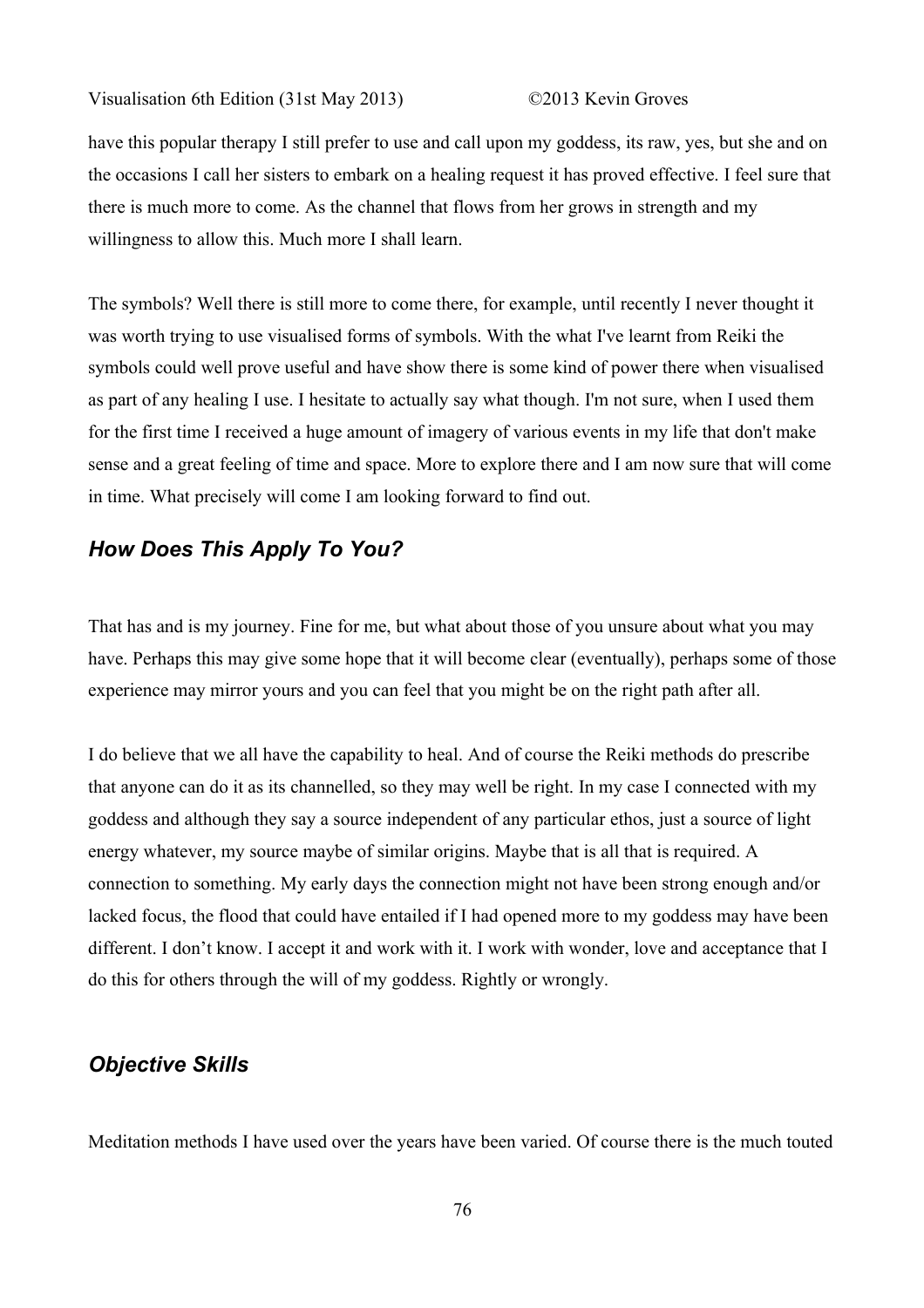have this popular therapy I still prefer to use and call upon my goddess, its raw, yes, but she and on the occasions I call her sisters to embark on a healing request it has proved effective. I feel sure that there is much more to come. As the channel that flows from her grows in strength and my willingness to allow this. Much more I shall learn.

The symbols? Well there is still more to come there, for example, until recently I never thought it was worth trying to use visualised forms of symbols. With the what I've learnt from Reiki the symbols could well prove useful and have show there is some kind of power there when visualised as part of any healing I use. I hesitate to actually say what though. I'm not sure, when I used them for the first time I received a huge amount of imagery of various events in my life that don't make sense and a great feeling of time and space. More to explore there and I am now sure that will come in time. What precisely will come I am looking forward to find out.

## *How Does This Apply To You?*

That has and is my journey. Fine for me, but what about those of you unsure about what you may have. Perhaps this may give some hope that it will become clear (eventually), perhaps some of those experience may mirror yours and you can feel that you might be on the right path after all.

I do believe that we all have the capability to heal. And of course the Reiki methods do prescribe that anyone can do it as its channelled, so they may well be right. In my case I connected with my goddess and although they say a source independent of any particular ethos, just a source of light energy whatever, my source maybe of similar origins. Maybe that is all that is required. A connection to something. My early days the connection might not have been strong enough and/or lacked focus, the flood that could have entailed if I had opened more to my goddess may have been different. I don't know. I accept it and work with it. I work with wonder, love and acceptance that I do this for others through the will of my goddess. Rightly or wrongly.

## *Objective Skills*

Meditation methods I have used over the years have been varied. Of course there is the much touted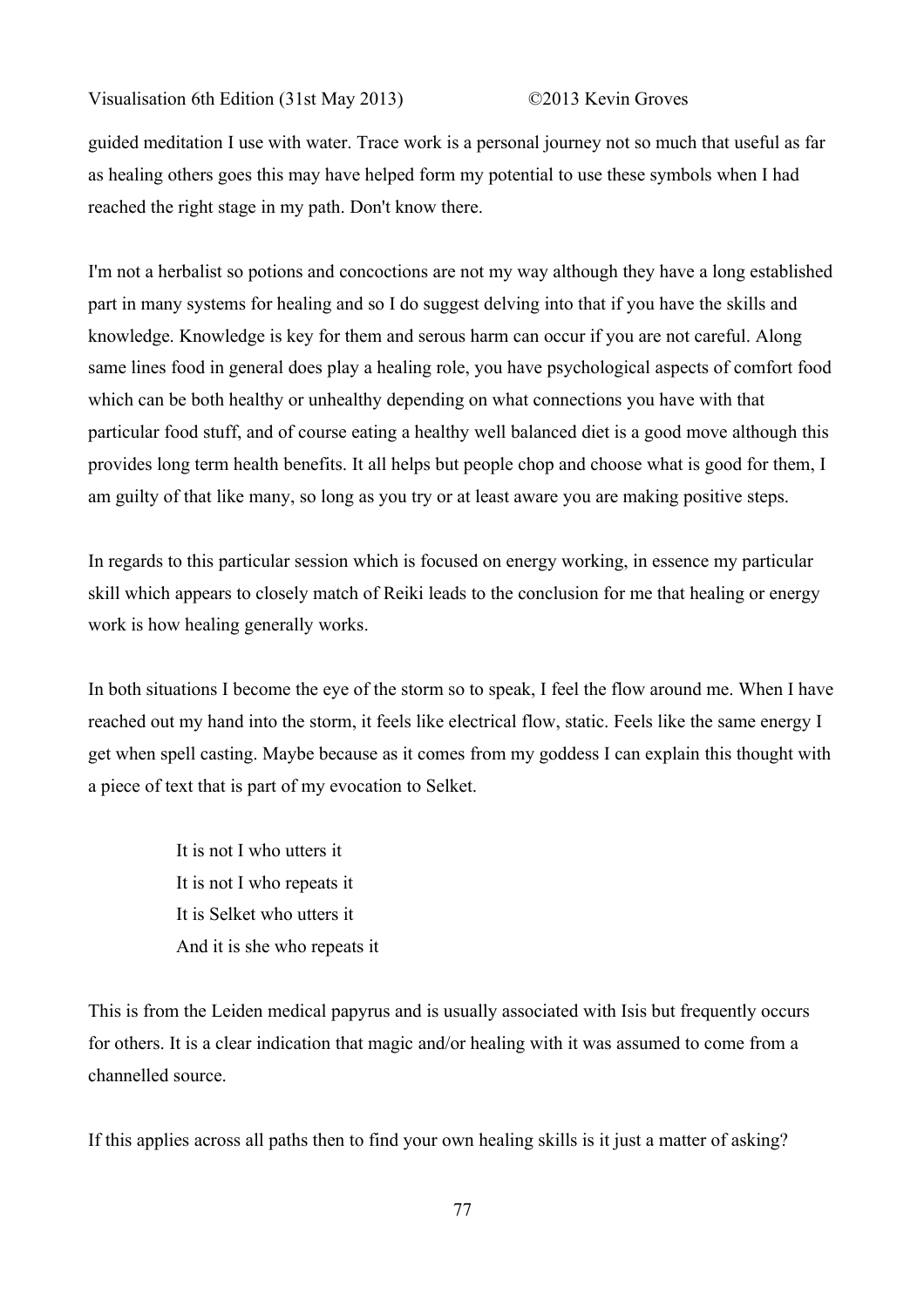guided meditation I use with water. Trace work is a personal journey not so much that useful as far as healing others goes this may have helped form my potential to use these symbols when I had reached the right stage in my path. Don't know there.

I'm not a herbalist so potions and concoctions are not my way although they have a long established part in many systems for healing and so I do suggest delving into that if you have the skills and knowledge. Knowledge is key for them and serous harm can occur if you are not careful. Along same lines food in general does play a healing role, you have psychological aspects of comfort food which can be both healthy or unhealthy depending on what connections you have with that particular food stuff, and of course eating a healthy well balanced diet is a good move although this provides long term health benefits. It all helps but people chop and choose what is good for them, I am guilty of that like many, so long as you try or at least aware you are making positive steps.

In regards to this particular session which is focused on energy working, in essence my particular skill which appears to closely match of Reiki leads to the conclusion for me that healing or energy work is how healing generally works.

In both situations I become the eye of the storm so to speak, I feel the flow around me. When I have reached out my hand into the storm, it feels like electrical flow, static. Feels like the same energy I get when spell casting. Maybe because as it comes from my goddess I can explain this thought with a piece of text that is part of my evocation to Selket.

> It is not I who utters it
> It is not I who repeats it
> It is Selket who utters it
> And it is she who repeats it

This is from the Leiden medical papyrus and is usually associated with Isis but frequently occurs for others. It is a clear indication that magic and/or healing with it was assumed to come from a channelled source.

If this applies across all paths then to find your own healing skills is it just a matter of asking?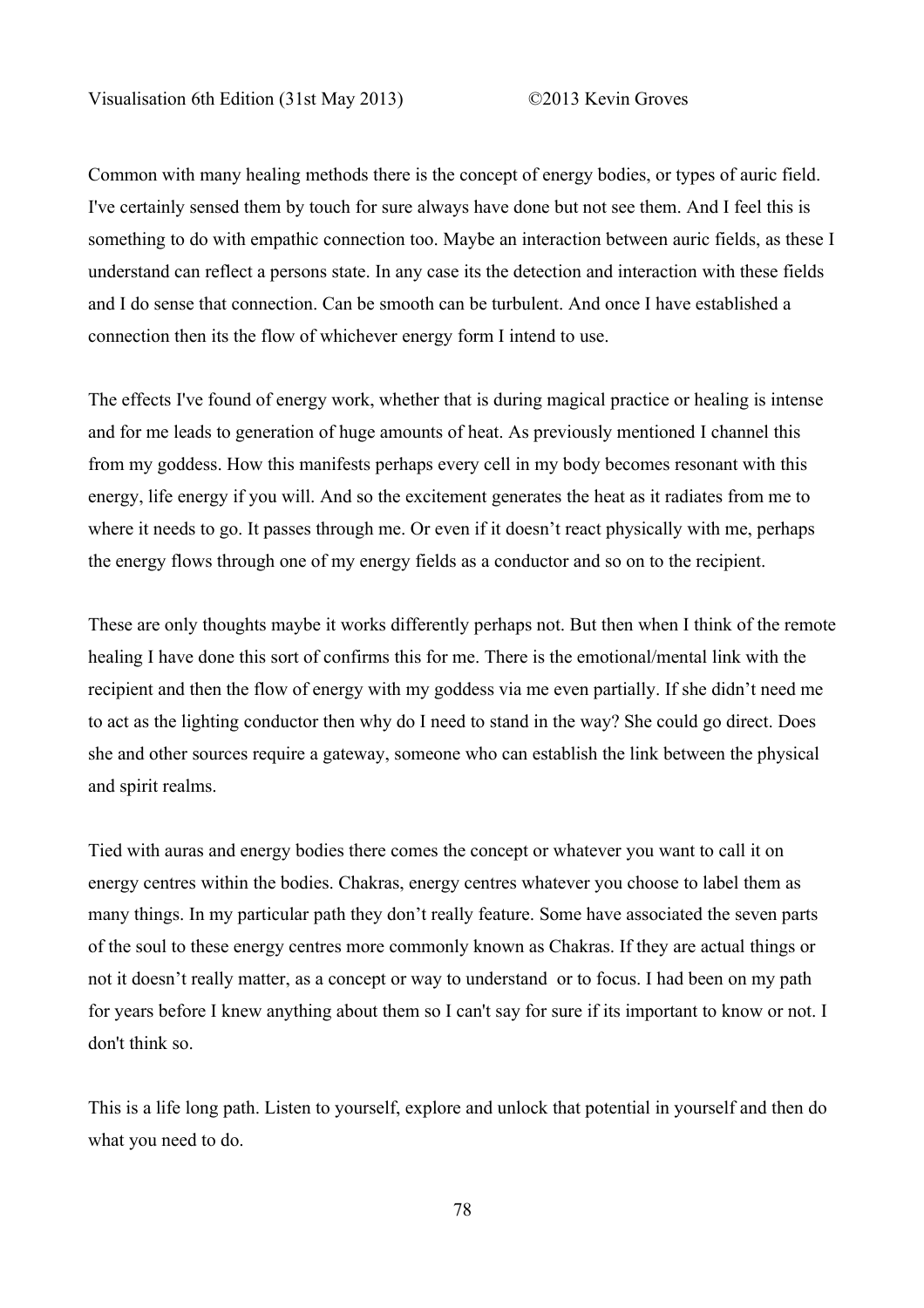Common with many healing methods there is the concept of energy bodies, or types of auric field. I've certainly sensed them by touch for sure always have done but not see them. And I feel this is something to do with empathic connection too. Maybe an interaction between auric fields, as these I understand can reflect a persons state. In any case its the detection and interaction with these fields and I do sense that connection. Can be smooth can be turbulent. And once I have established a connection then its the flow of whichever energy form I intend to use.

The effects I've found of energy work, whether that is during magical practice or healing is intense and for me leads to generation of huge amounts of heat. As previously mentioned I channel this from my goddess. How this manifests perhaps every cell in my body becomes resonant with this energy, life energy if you will. And so the excitement generates the heat as it radiates from me to where it needs to go. It passes through me. Or even if it doesn't react physically with me, perhaps the energy flows through one of my energy fields as a conductor and so on to the recipient.

These are only thoughts maybe it works differently perhaps not. But then when I think of the remote healing I have done this sort of confirms this for me. There is the emotional/mental link with the recipient and then the flow of energy with my goddess via me even partially. If she didn't need me to act as the lighting conductor then why do I need to stand in the way? She could go direct. Does she and other sources require a gateway, someone who can establish the link between the physical and spirit realms.

Tied with auras and energy bodies there comes the concept or whatever you want to call it on energy centres within the bodies. Chakras, energy centres whatever you choose to label them as many things. In my particular path they don't really feature. Some have associated the seven parts of the soul to these energy centres more commonly known as Chakras. If they are actual things or not it doesn't really matter, as a concept or way to understand or to focus. I had been on my path for years before I knew anything about them so I can't say for sure if its important to know or not. I don't think so.

This is a life long path. Listen to yourself, explore and unlock that potential in yourself and then do what you need to do.